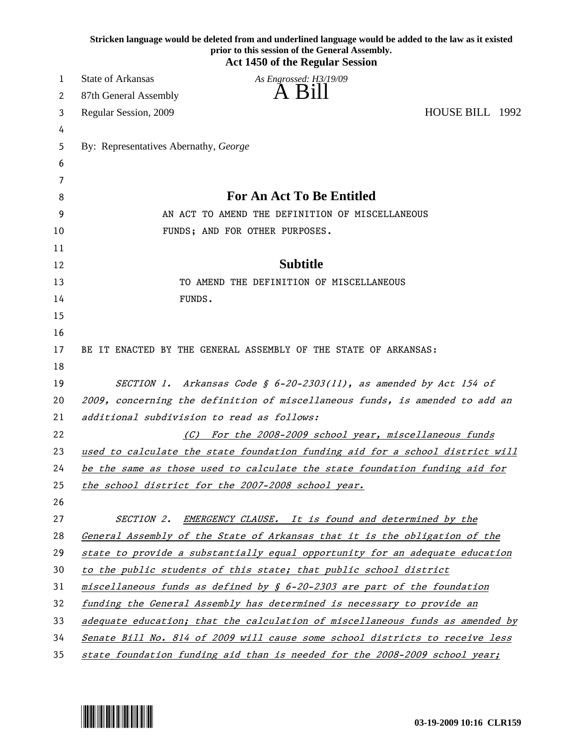**Stricken language would be deleted from and underlined language would be added to the law as it existed prior to this session of the General Assembly.**

**Act 1450 of the Regular Session**

State of Arkansas

87th General Assembly

Regular Session, 2009

*As Engrossed: H3/19/09*

# A Bill

HOUSE BILL 1992

By: Representatives Abernathy, *George*

## For An Act To Be Entitled

AN ACT TO AMEND THE DEFINITION OF MISCELLANEOUS FUNDS; AND FOR OTHER PURPOSES.

## Subtitle

TO AMEND THE DEFINITION OF MISCELLANEOUS FUNDS.

BE IT ENACTED BY THE GENERAL ASSEMBLY OF THE STATE OF ARKANSAS:

*SECTION 1. Arkansas Code § 6-20-2303(11), as amended by Act 154 of 2009, concerning the definition of miscellaneous funds, is amended to add an additional subdivision to read as follows:*

<u>*(C) For the 2008-2009 school year, miscellaneous funds used to calculate the state foundation funding aid for a school district will be the same as those used to calculate the state foundation funding aid for the school district for the 2007-2008 school year.*</u>

*SECTION 2.* <u>*EMERGENCY CLAUSE. It is found and determined by the General Assembly of the State of Arkansas that it is the obligation of the state to provide a substantially equal opportunity for an adequate education to the public students of this state; that public school district miscellaneous funds as defined by § 6-20-2303 are part of the foundation funding the General Assembly has determined is necessary to provide an adequate education; that the calculation of miscellaneous funds as amended by Senate Bill No. 814 of 2009 will cause some school districts to receive less state foundation funding aid than is needed for the 2008-2009 school year;*</u>

03-19-2009 10:16 CLR159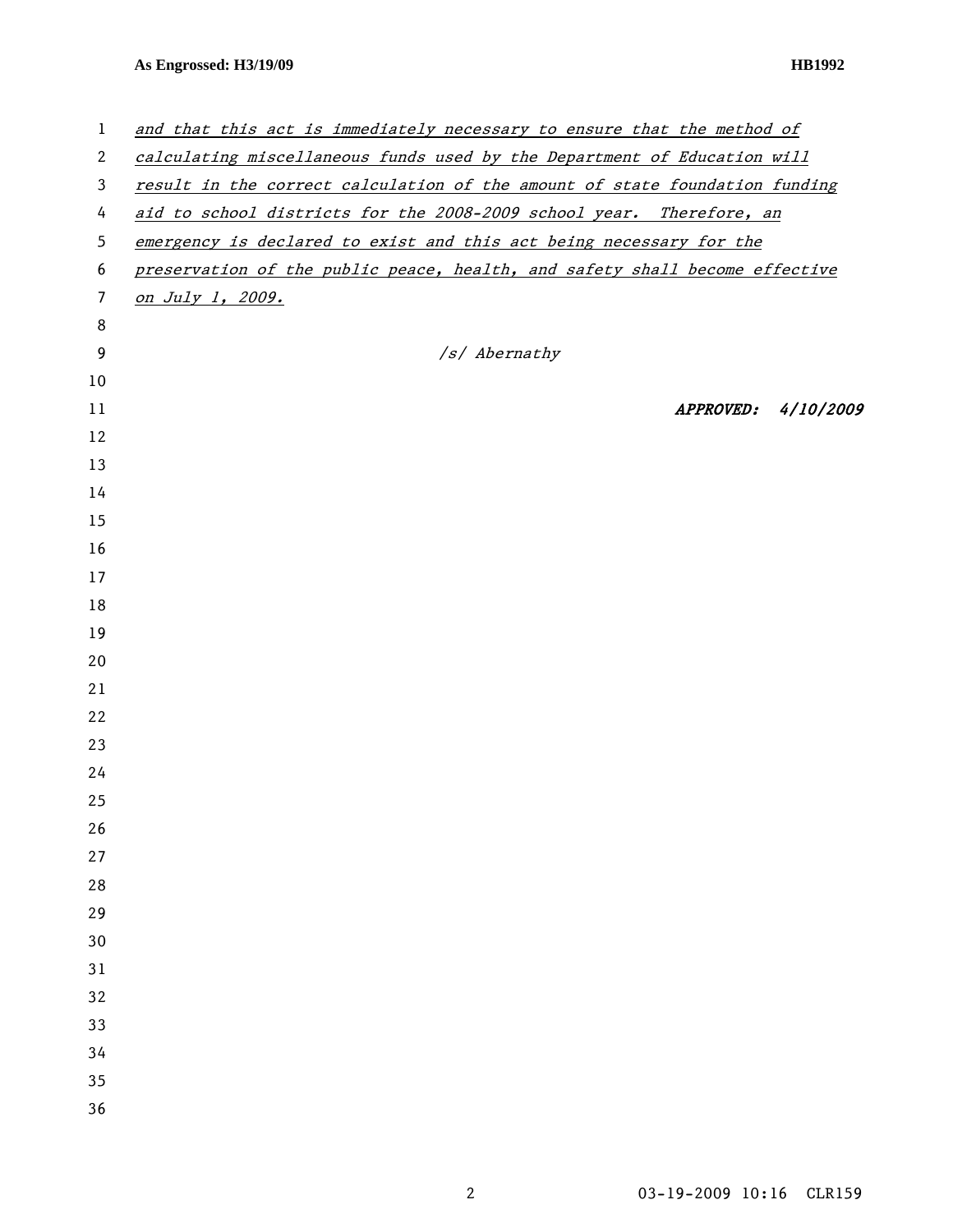*and that this act is immediately necessary to ensure that the method of calculating miscellaneous funds used by the Department of Education will result in the correct calculation of the amount of state foundation funding aid to school districts for the 2008-2009 school year. Therefore, an emergency is declared to exist and this act being necessary for the preservation of the public peace, health, and safety shall become effective on July 1, 2009.*

*/s/ Abernathy*

***APPROVED: 4/10/2009***